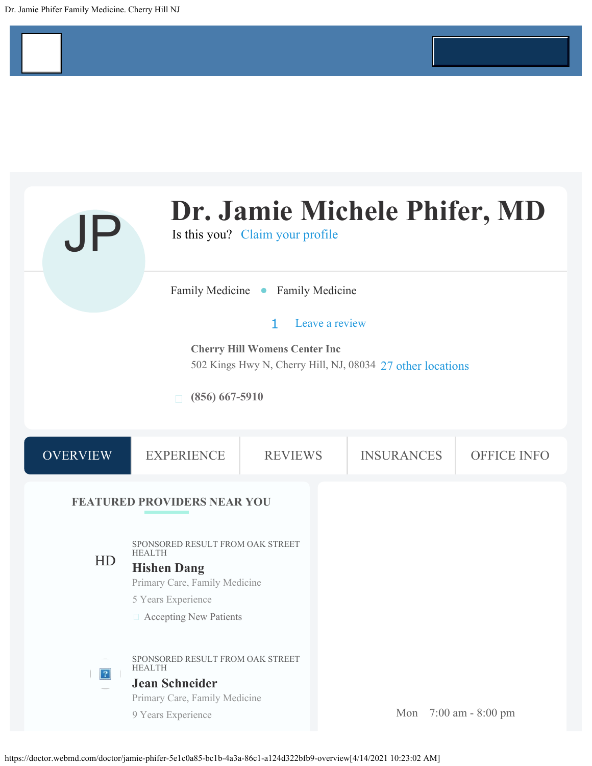# Dr. Jamie Michele Phifer, MD

JP

Is this you? Claim your profile

Family Medicine • Family Medicine

1 Leave a review

**Cherry Hill Womens Center Inc**
502 Kings Hwy N, Cherry Hill, NJ, 08034 27 other locations

**(856) 667-5910**

OVERVIEW | EXPERIENCE | REVIEWS | INSURANCES | OFFICE INFO

## FEATURED PROVIDERS NEAR YOU

HD

SPONSORED RESULT FROM OAK STREET HEALTH

**Hishen Dang**

Primary Care, Family Medicine

5 Years Experience

Accepting New Patients

SPONSORED RESULT FROM OAK STREET HEALTH

**Jean Schneider**

Primary Care, Family Medicine

9 Years Experience

Mon 7:00 am - 8:00 pm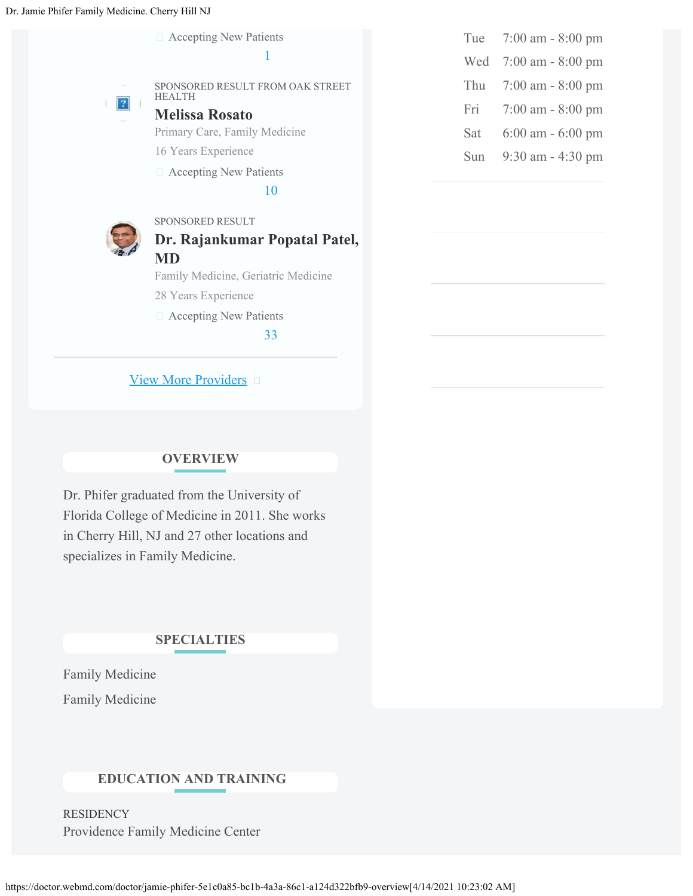Accepting New Patients

1

SPONSORED RESULT FROM OAK STREET HEALTH

**Melissa Rosato**

Primary Care, Family Medicine

16 Years Experience

Accepting New Patients

10

SPONSORED RESULT

**Dr. Rajankumar Popatal Patel, MD**

Family Medicine, Geriatric Medicine

28 Years Experience

Accepting New Patients

33

View More Providers

| | |
|---|---|
| Tue | 7:00 am - 8:00 pm |
| Wed | 7:00 am - 8:00 pm |
| Thu | 7:00 am - 8:00 pm |
| Fri | 7:00 am - 8:00 pm |
| Sat | 6:00 am - 6:00 pm |
| Sun | 9:30 am - 4:30 pm |

## OVERVIEW

Dr. Phifer graduated from the University of Florida College of Medicine in 2011. She works in Cherry Hill, NJ and 27 other locations and specializes in Family Medicine.

## SPECIALTIES

Family Medicine

Family Medicine

## EDUCATION AND TRAINING

RESIDENCY
Providence Family Medicine Center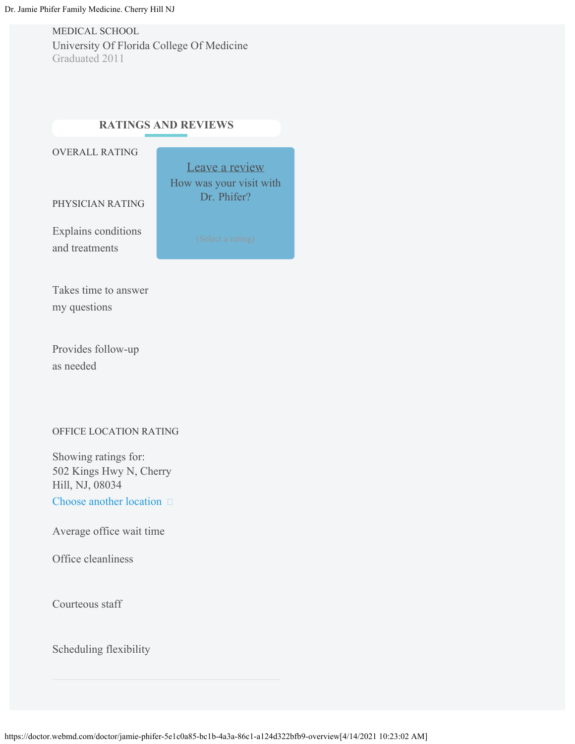MEDICAL SCHOOL

University Of Florida College Of Medicine

Graduated 2011

## RATINGS AND REVIEWS

OVERALL RATING

Leave a review

How was your visit with Dr. Phifer?

(Select a rating)

PHYSICIAN RATING

Explains conditions and treatments

Takes time to answer my questions

Provides follow-up as needed

OFFICE LOCATION RATING

Showing ratings for:
502 Kings Hwy N, Cherry Hill, NJ, 08034

Choose another location

Average office wait time

Office cleanliness

Courteous staff

Scheduling flexibility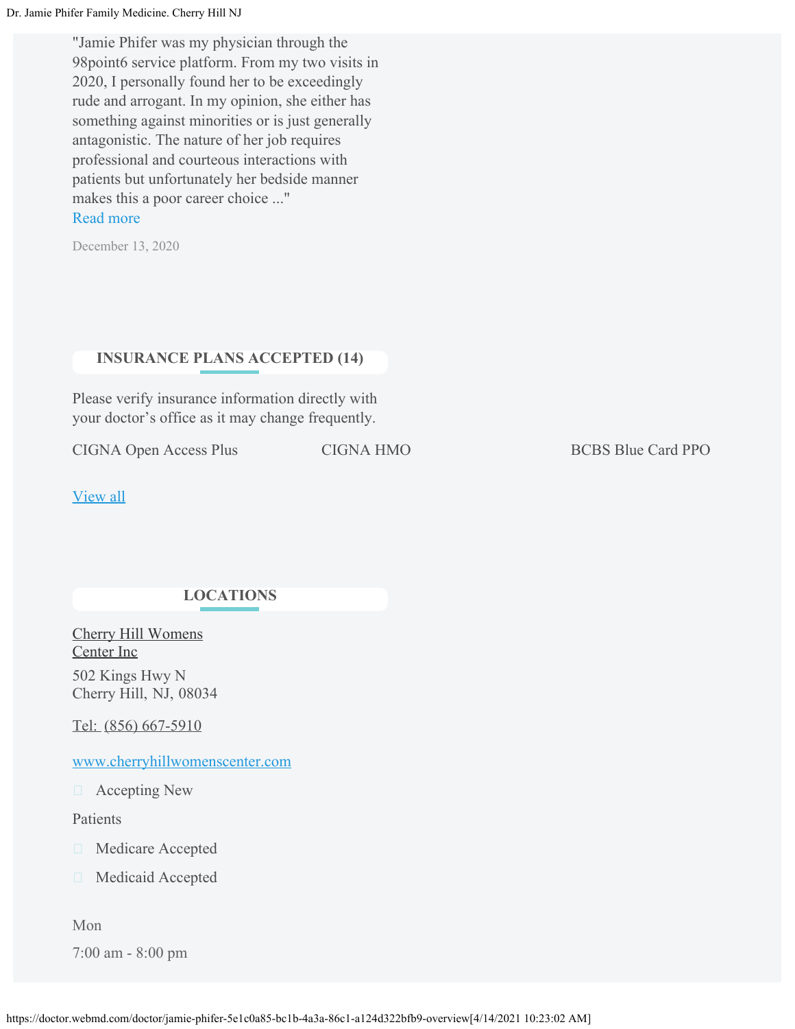"Jamie Phifer was my physician through the 98point6 service platform. From my two visits in 2020, I personally found her to be exceedingly rude and arrogant. In my opinion, she either has something against minorities or is just generally antagonistic. The nature of her job requires professional and courteous interactions with patients but unfortunately her bedside manner makes this a poor career choice ..."

Read more

December 13, 2020

## INSURANCE PLANS ACCEPTED (14)

Please verify insurance information directly with your doctor's office as it may change frequently.

CIGNA Open Access Plus

CIGNA HMO

BCBS Blue Card PPO

View all

## LOCATIONS

Cherry Hill Womens Center Inc

502 Kings Hwy N
Cherry Hill, NJ, 08034

Tel: (856) 667-5910

www.cherryhillwomenscenter.com

- Accepting New Patients
- Medicare Accepted
- Medicaid Accepted

Mon

7:00 am - 8:00 pm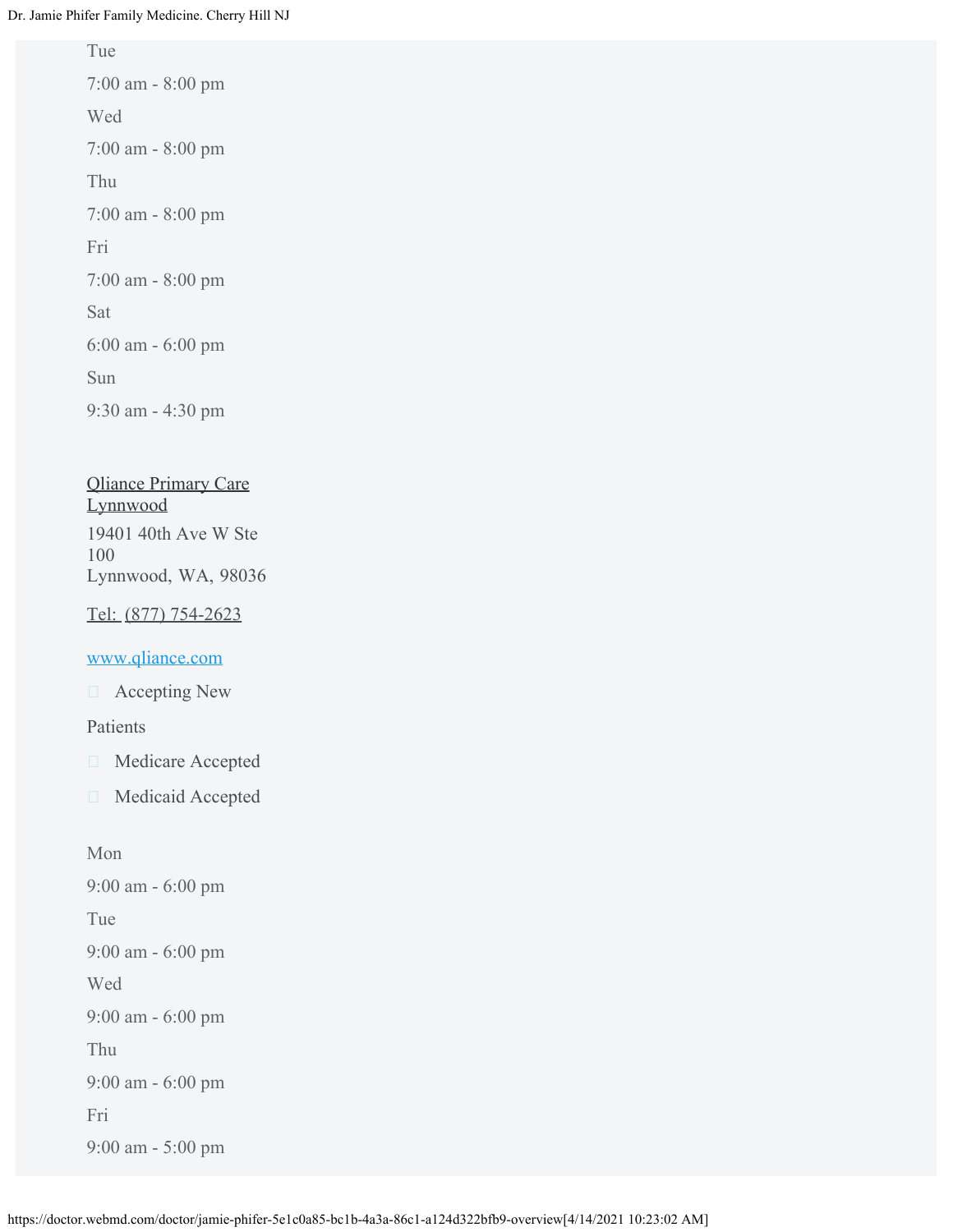Tue

7:00 am - 8:00 pm

Wed

7:00 am - 8:00 pm

Thu

7:00 am - 8:00 pm

Fri

7:00 am - 8:00 pm

Sat

6:00 am - 6:00 pm

Sun

9:30 am - 4:30 pm

Qliance Primary Care Lynnwood

19401 40th Ave W Ste 100
Lynnwood, WA, 98036

Tel: (877) 754-2623

www.qliance.com

- Accepting New Patients
- Medicare Accepted
- Medicaid Accepted

Mon

9:00 am - 6:00 pm

Tue

9:00 am - 6:00 pm

Wed

9:00 am - 6:00 pm

Thu

9:00 am - 6:00 pm

Fri

9:00 am - 5:00 pm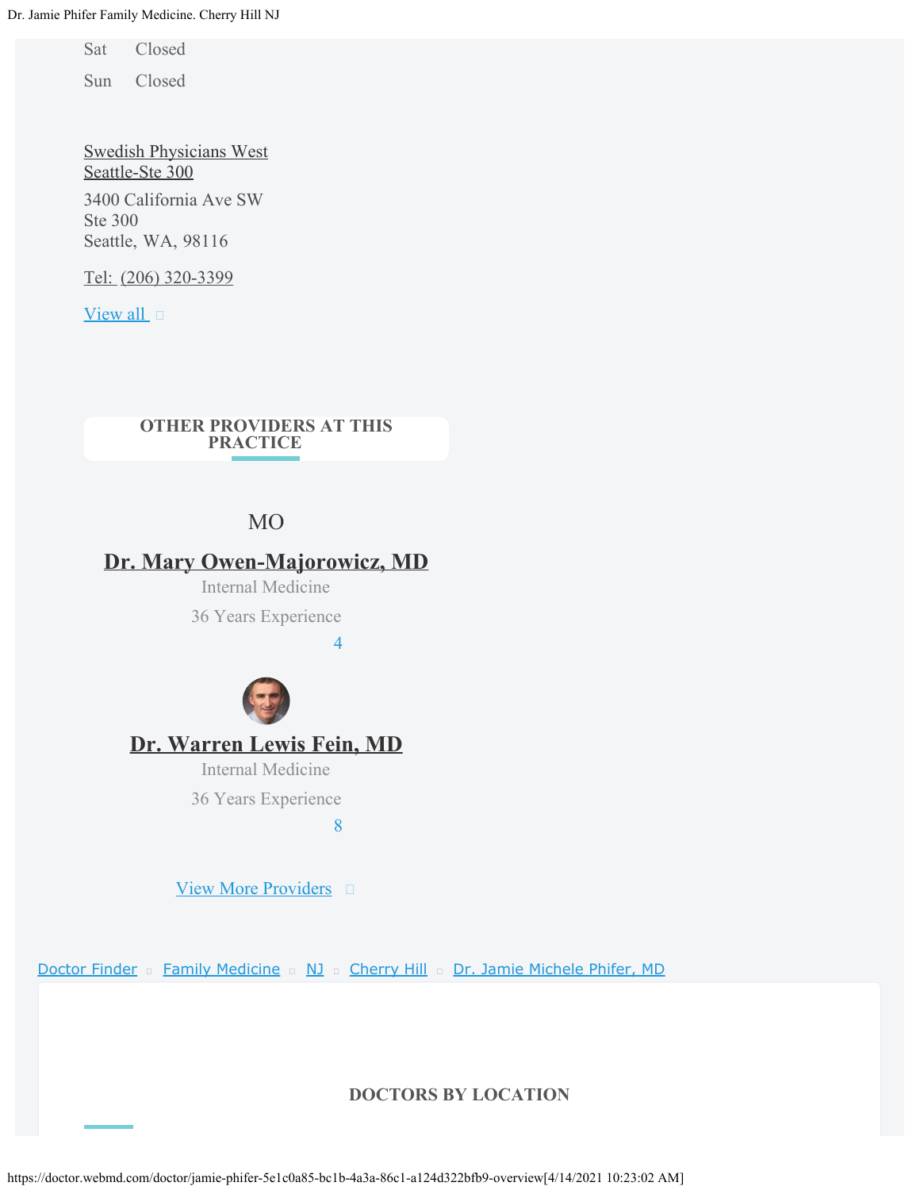Sat Closed

Sun Closed

Swedish Physicians West Seattle-Ste 300

3400 California Ave SW
Ste 300
Seattle, WA, 98116

Tel: (206) 320-3399

View all

**OTHER PROVIDERS AT THIS PRACTICE**

MO

**Dr. Mary Owen-Majorowicz, MD**

Internal Medicine

36 Years Experience

4

**Dr. Warren Lewis Fein, MD**

Internal Medicine

36 Years Experience

8

View More Providers

Doctor Finder Family Medicine NJ Cherry Hill Dr. Jamie Michele Phifer, MD

**DOCTORS BY LOCATION**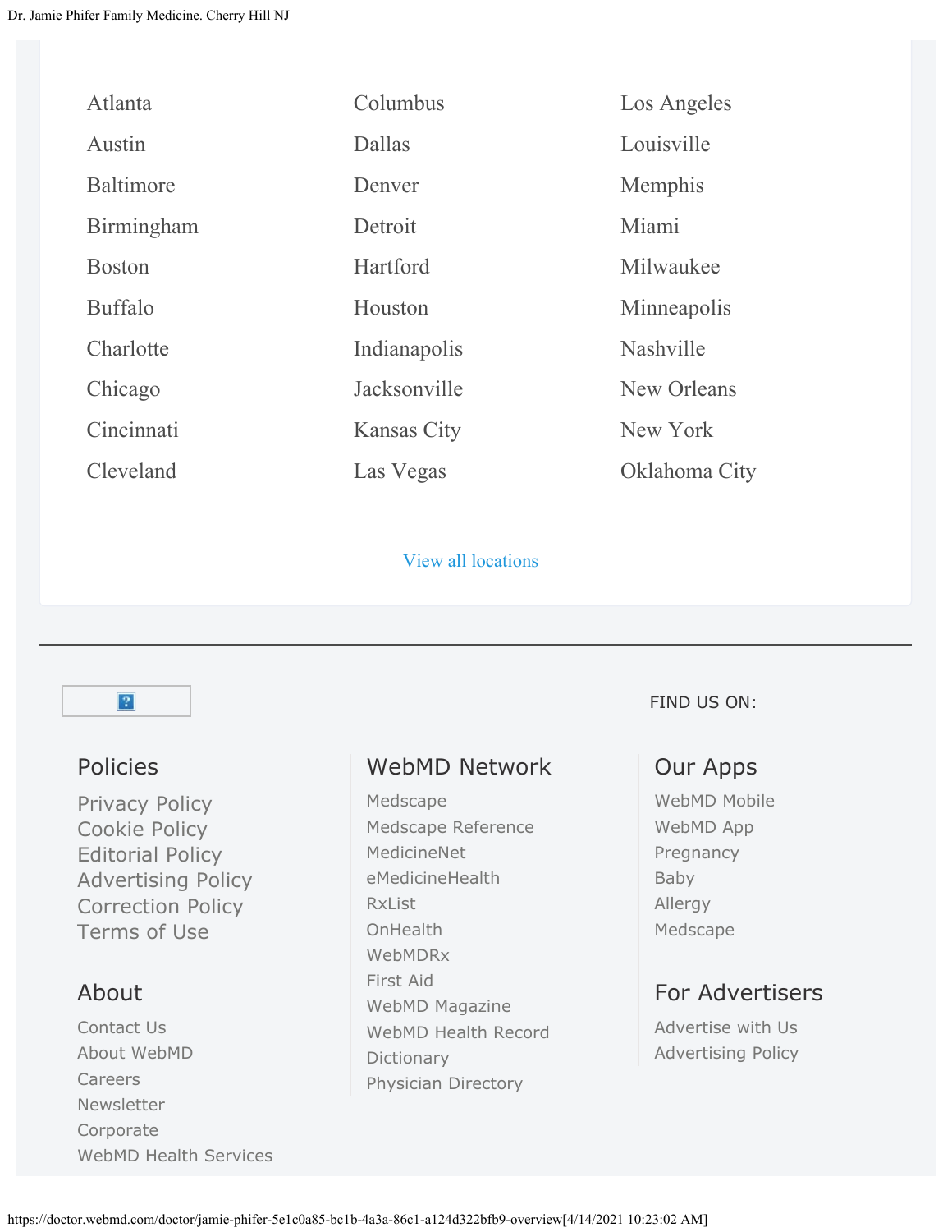Atlanta
Austin
Baltimore
Birmingham
Boston
Buffalo
Charlotte
Chicago
Cincinnati
Cleveland
Columbus
Dallas
Denver
Detroit
Hartford
Houston
Indianapolis
Jacksonville
Kansas City
Las Vegas
Los Angeles
Louisville
Memphis
Miami
Milwaukee
Minneapolis
Nashville
New Orleans
New York
Oklahoma City

View all locations

---

FIND US ON:

## Policies

- Privacy Policy
- Cookie Policy
- Editorial Policy
- Advertising Policy
- Correction Policy
- Terms of Use

## About

- Contact Us
- About WebMD
- Careers
- Newsletter
- Corporate
- WebMD Health Services

## WebMD Network

- Medscape
- Medscape Reference
- MedicineNet
- eMedicineHealth
- RxList
- OnHealth
- WebMDRx
- First Aid
- WebMD Magazine
- WebMD Health Record
- Dictionary
- Physician Directory

## Our Apps

- WebMD Mobile
- WebMD App
- Pregnancy
- Baby
- Allergy
- Medscape

## For Advertisers

- Advertise with Us
- Advertising Policy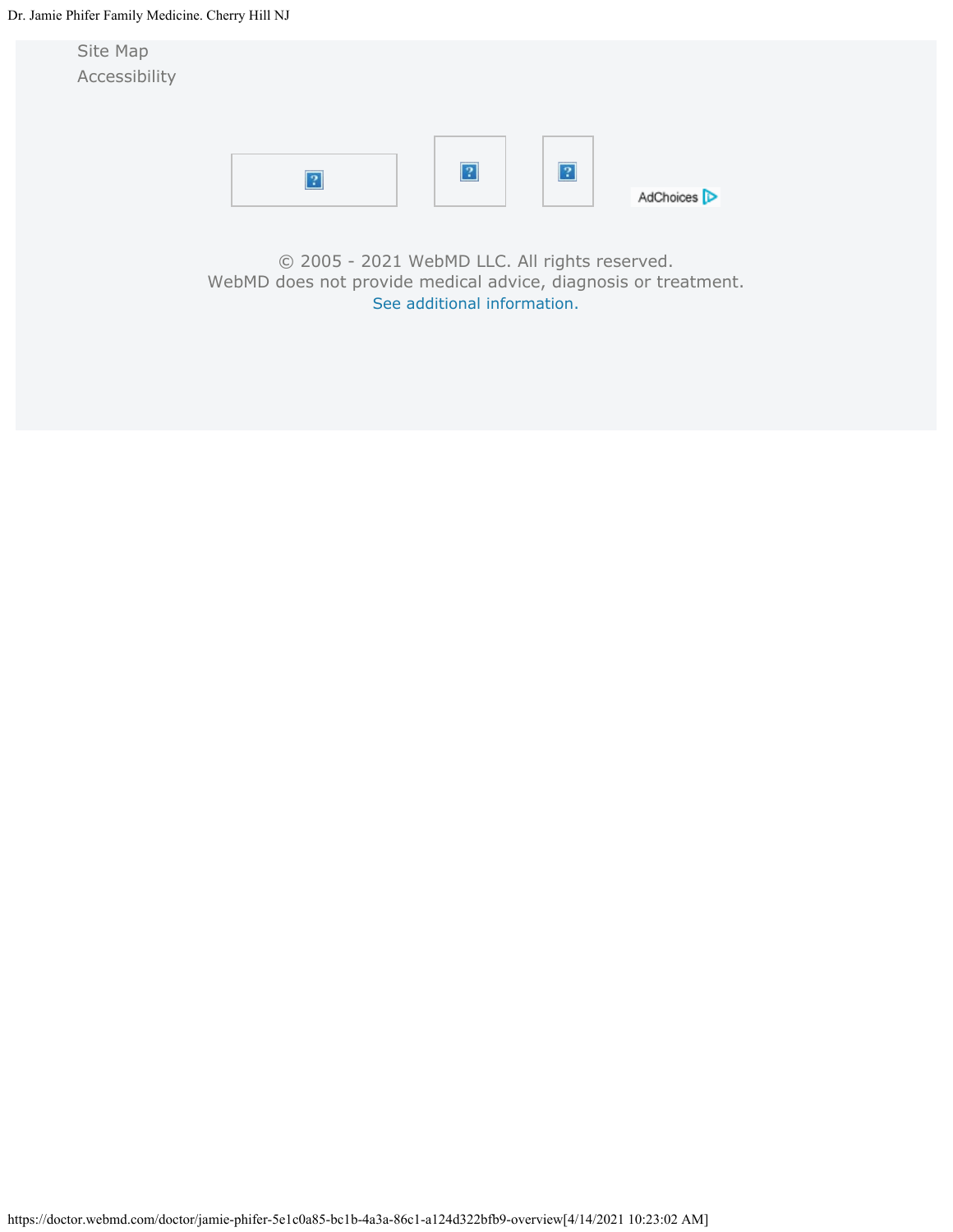Site Map
Accessibility

AdChoices

© 2005 - 2021 WebMD LLC. All rights reserved.
WebMD does not provide medical advice, diagnosis or treatment.
See additional information.